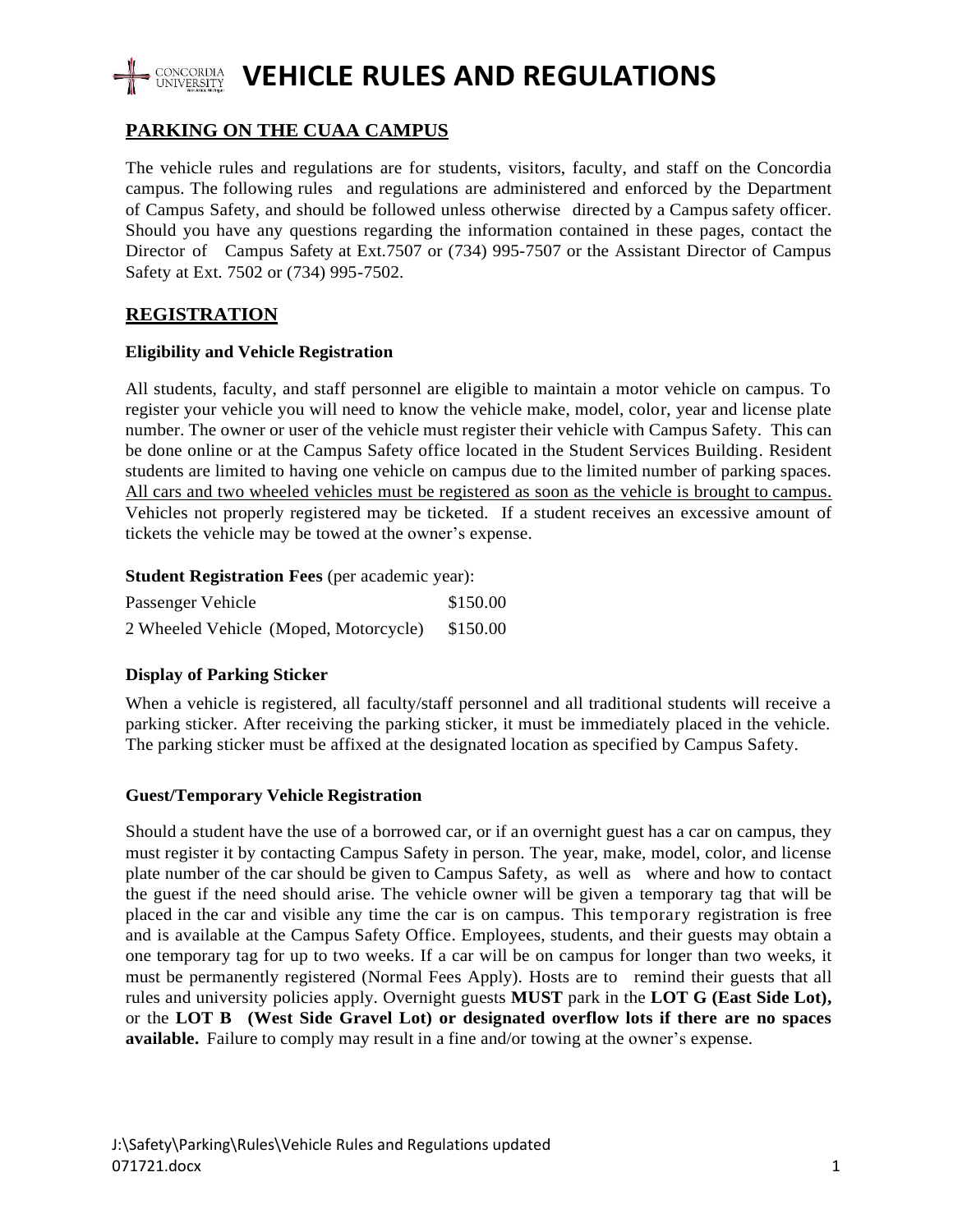# VEHICLE RULES AND REGULATIONS

## PARKING ON THE CUAA CAMPUS

The vehicle rules and regulations are for students, visitors, faculty, and staff on the Concordia campus. The following rules and regulations are administered and enforced by the Department of Campus Safety, and should be followed unless otherwise directed by a Campus safety officer. Should you have any questions regarding the information contained in these pages, contact the Director of Campus Safety at Ext.7507 or (734) 995-7507 or the Assistant Director of Campus Safety at Ext. 7502 or (734) 995-7502.

## REGISTRATION

### Eligibility and Vehicle Registration

All students, faculty, and staff personnel are eligible to maintain a motor vehicle on campus. To register your vehicle you will need to know the vehicle make, model, color, year and license plate number. The owner or user of the vehicle must register their vehicle with Campus Safety. This can be done online or at the Campus Safety office located in the Student Services Building. Resident students are limited to having one vehicle on campus due to the limited number of parking spaces. <u>All cars and two wheeled vehicles must be registered as soon as the vehicle is brought to campus.</u> Vehicles not properly registered may be ticketed. If a student receives an excessive amount of tickets the vehicle may be towed at the owner's expense.

**Student Registration Fees** (per academic year):

| | |
|---|---|
| Passenger Vehicle | $150.00 |
| 2 Wheeled Vehicle (Moped, Motorcycle) | $150.00 |

### Display of Parking Sticker

When a vehicle is registered, all faculty/staff personnel and all traditional students will receive a parking sticker. After receiving the parking sticker, it must be immediately placed in the vehicle. The parking sticker must be affixed at the designated location as specified by Campus Safety.

### Guest/Temporary Vehicle Registration

Should a student have the use of a borrowed car, or if an overnight guest has a car on campus, they must register it by contacting Campus Safety in person. The year, make, model, color, and license plate number of the car should be given to Campus Safety, as well as where and how to contact the guest if the need should arise. The vehicle owner will be given a temporary tag that will be placed in the car and visible any time the car is on campus. This temporary registration is free and is available at the Campus Safety Office. Employees, students, and their guests may obtain a one temporary tag for up to two weeks. If a car will be on campus for longer than two weeks, it must be permanently registered (Normal Fees Apply). Hosts are to remind their guests that all rules and university policies apply. Overnight guests **MUST** park in the **LOT G (East Side Lot),** or the **LOT B (West Side Gravel Lot) or designated overflow lots if there are no spaces available.** Failure to comply may result in a fine and/or towing at the owner's expense.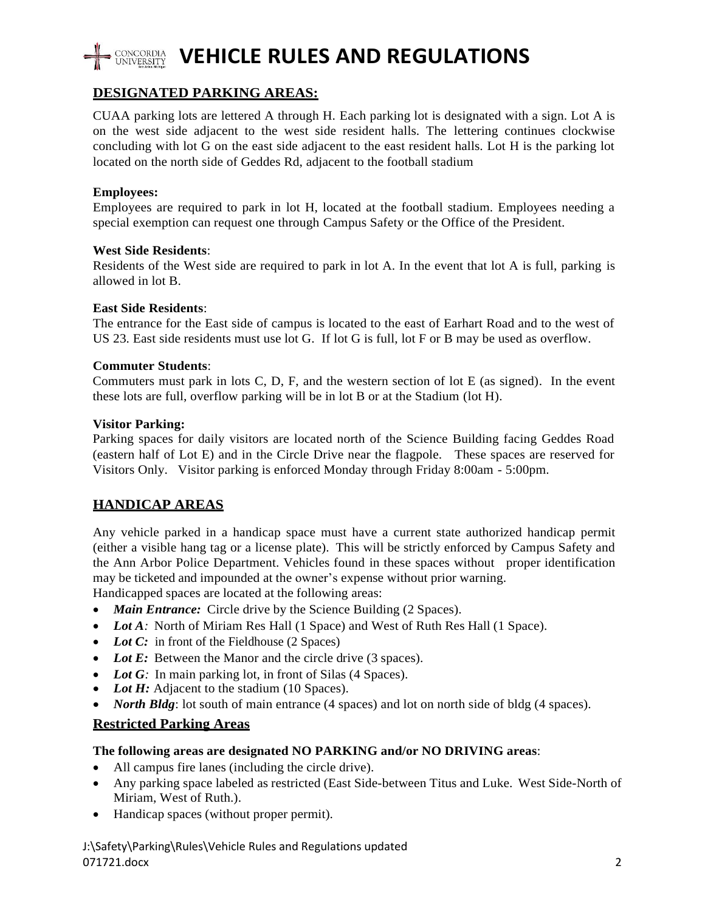# VEHICLE RULES AND REGULATIONS

## DESIGNATED PARKING AREAS:

CUAA parking lots are lettered A through H. Each parking lot is designated with a sign. Lot A is on the west side adjacent to the west side resident halls. The lettering continues clockwise concluding with lot G on the east side adjacent to the east resident halls. Lot H is the parking lot located on the north side of Geddes Rd, adjacent to the football stadium

**Employees:**
Employees are required to park in lot H, located at the football stadium. Employees needing a special exemption can request one through Campus Safety or the Office of the President.

**West Side Residents**:
Residents of the West side are required to park in lot A. In the event that lot A is full, parking is allowed in lot B.

**East Side Residents**:
The entrance for the East side of campus is located to the east of Earhart Road and to the west of US 23. East side residents must use lot G. If lot G is full, lot F or B may be used as overflow.

**Commuter Students**:
Commuters must park in lots C, D, F, and the western section of lot E (as signed). In the event these lots are full, overflow parking will be in lot B or at the Stadium (lot H).

**Visitor Parking:**
Parking spaces for daily visitors are located north of the Science Building facing Geddes Road (eastern half of Lot E) and in the Circle Drive near the flagpole. These spaces are reserved for Visitors Only. Visitor parking is enforced Monday through Friday 8:00am - 5:00pm.

## HANDICAP AREAS

Any vehicle parked in a handicap space must have a current state authorized handicap permit (either a visible hang tag or a license plate). This will be strictly enforced by Campus Safety and the Ann Arbor Police Department. Vehicles found in these spaces without proper identification may be ticketed and impounded at the owner's expense without prior warning.
Handicapped spaces are located at the following areas:

- ***Main Entrance:*** Circle drive by the Science Building (2 Spaces).
- ***Lot A:*** North of Miriam Res Hall (1 Space) and West of Ruth Res Hall (1 Space).
- ***Lot C:*** in front of the Fieldhouse (2 Spaces)
- ***Lot E:*** Between the Manor and the circle drive (3 spaces).
- ***Lot G:*** In main parking lot, in front of Silas (4 Spaces).
- ***Lot H:*** Adjacent to the stadium (10 Spaces).
- ***North Bldg***: lot south of main entrance (4 spaces) and lot on north side of bldg (4 spaces).

## Restricted Parking Areas

**The following areas are designated NO PARKING and/or NO DRIVING areas**:

- All campus fire lanes (including the circle drive).
- Any parking space labeled as restricted (East Side-between Titus and Luke. West Side-North of Miriam, West of Ruth.).
- Handicap spaces (without proper permit).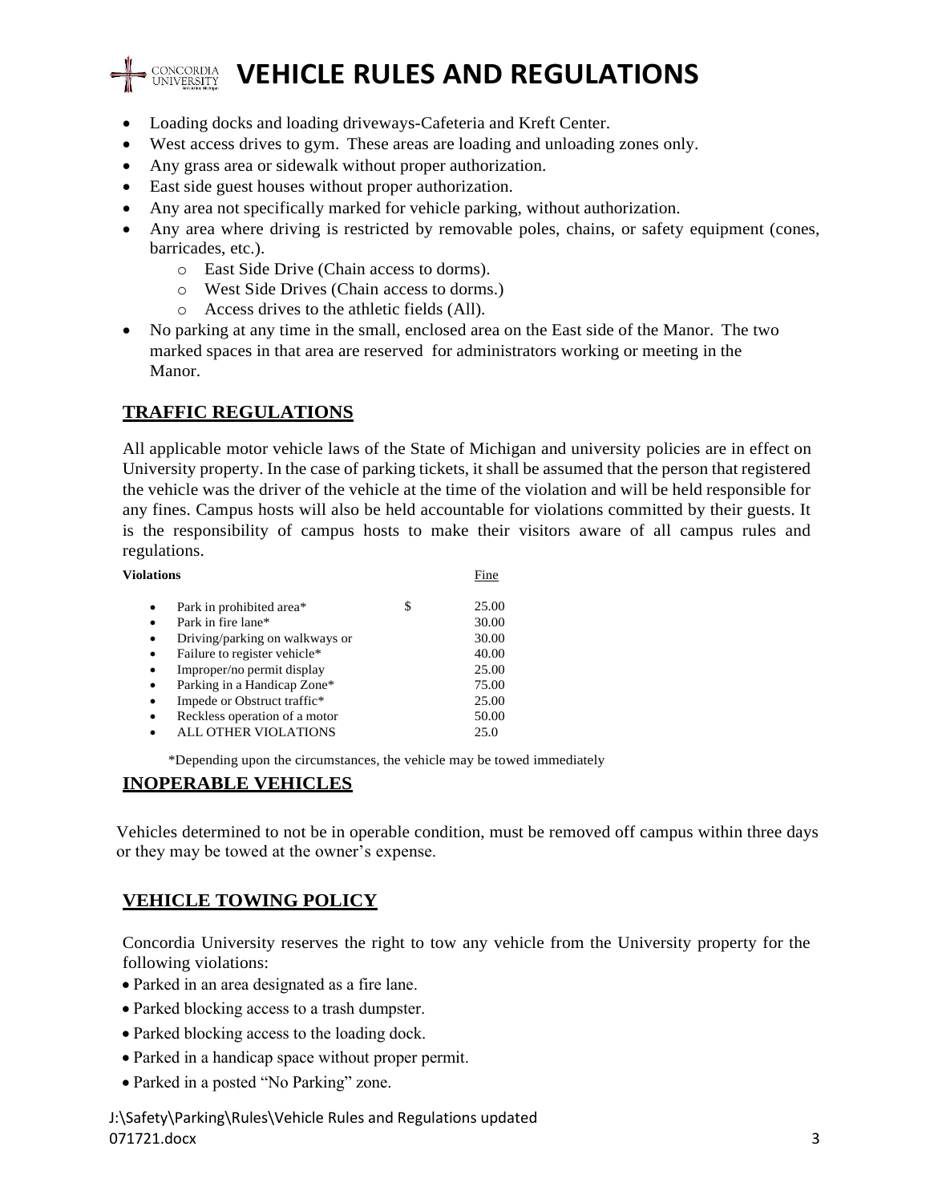# VEHICLE RULES AND REGULATIONS

- Loading docks and loading driveways-Cafeteria and Kreft Center.
- West access drives to gym. These areas are loading and unloading zones only.
- Any grass area or sidewalk without proper authorization.
- East side guest houses without proper authorization.
- Any area not specifically marked for vehicle parking, without authorization.
- Any area where driving is restricted by removable poles, chains, or safety equipment (cones, barricades, etc.).
  - East Side Drive (Chain access to dorms).
  - West Side Drives (Chain access to dorms.)
  - Access drives to the athletic fields (All).
- No parking at any time in the small, enclosed area on the East side of the Manor. The two marked spaces in that area are reserved for administrators working or meeting in the Manor.

## TRAFFIC REGULATIONS

All applicable motor vehicle laws of the State of Michigan and university policies are in effect on University property. In the case of parking tickets, it shall be assumed that the person that registered the vehicle was the driver of the vehicle at the time of the violation and will be held responsible for any fines. Campus hosts will also be held accountable for violations committed by their guests. It is the responsibility of campus hosts to make their visitors aware of all campus rules and regulations.

| Violations | | Fine |
|---|---|---|
| • Park in prohibited area* | $ | 25.00 |
| • Park in fire lane* | | 30.00 |
| • Driving/parking on walkways or | | 30.00 |
| • Failure to register vehicle* | | 40.00 |
| • Improper/no permit display | | 25.00 |
| • Parking in a Handicap Zone* | | 75.00 |
| • Impede or Obstruct traffic* | | 25.00 |
| • Reckless operation of a motor | | 50.00 |
| • ALL OTHER VIOLATIONS | | 25.0 |

*Depending upon the circumstances, the vehicle may be towed immediately

## INOPERABLE VEHICLES

Vehicles determined to not be in operable condition, must be removed off campus within three days or they may be towed at the owner's expense.

## VEHICLE TOWING POLICY

Concordia University reserves the right to tow any vehicle from the University property for the following violations:

- Parked in an area designated as a fire lane.
- Parked blocking access to a trash dumpster.
- Parked blocking access to the loading dock.
- Parked in a handicap space without proper permit.
- Parked in a posted "No Parking" zone.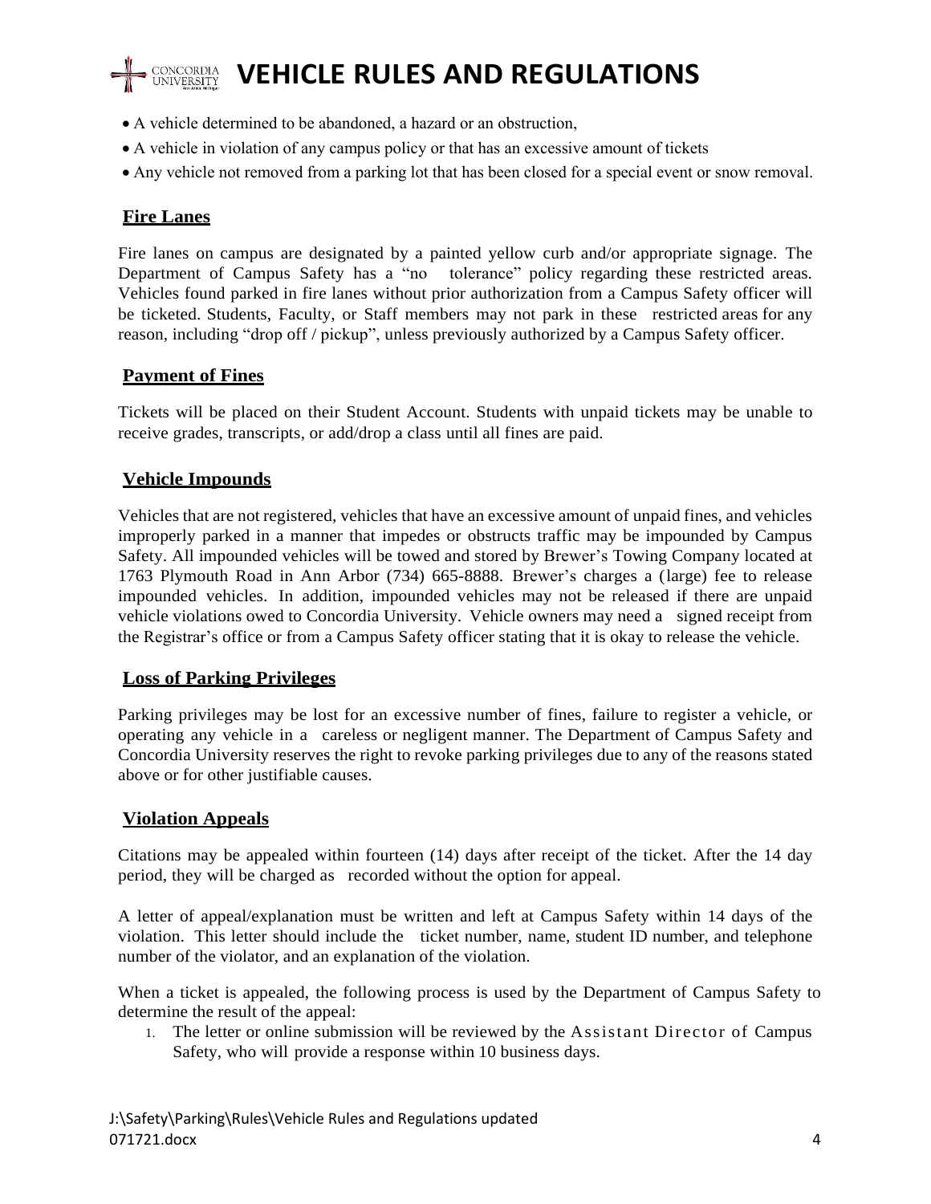- A vehicle determined to be abandoned, a hazard or an obstruction,
- A vehicle in violation of any campus policy or that has an excessive amount of tickets
- Any vehicle not removed from a parking lot that has been closed for a special event or snow removal.

## Fire Lanes

Fire lanes on campus are designated by a painted yellow curb and/or appropriate signage. The Department of Campus Safety has a "no tolerance" policy regarding these restricted areas. Vehicles found parked in fire lanes without prior authorization from a Campus Safety officer will be ticketed. Students, Faculty, or Staff members may not park in these restricted areas for any reason, including "drop off / pickup", unless previously authorized by a Campus Safety officer.

## Payment of Fines

Tickets will be placed on their Student Account. Students with unpaid tickets may be unable to receive grades, transcripts, or add/drop a class until all fines are paid.

## Vehicle Impounds

Vehicles that are not registered, vehicles that have an excessive amount of unpaid fines, and vehicles improperly parked in a manner that impedes or obstructs traffic may be impounded by Campus Safety. All impounded vehicles will be towed and stored by Brewer's Towing Company located at 1763 Plymouth Road in Ann Arbor (734) 665-8888. Brewer's charges a (large) fee to release impounded vehicles. In addition, impounded vehicles may not be released if there are unpaid vehicle violations owed to Concordia University. Vehicle owners may need a signed receipt from the Registrar's office or from a Campus Safety officer stating that it is okay to release the vehicle.

## Loss of Parking Privileges

Parking privileges may be lost for an excessive number of fines, failure to register a vehicle, or operating any vehicle in a careless or negligent manner. The Department of Campus Safety and Concordia University reserves the right to revoke parking privileges due to any of the reasons stated above or for other justifiable causes.

## Violation Appeals

Citations may be appealed within fourteen (14) days after receipt of the ticket. After the 14 day period, they will be charged as recorded without the option for appeal.

A letter of appeal/explanation must be written and left at Campus Safety within 14 days of the violation. This letter should include the ticket number, name, student ID number, and telephone number of the violator, and an explanation of the violation.

When a ticket is appealed, the following process is used by the Department of Campus Safety to determine the result of the appeal:

1. The letter or online submission will be reviewed by the Assistant Director of Campus Safety, who will provide a response within 10 business days.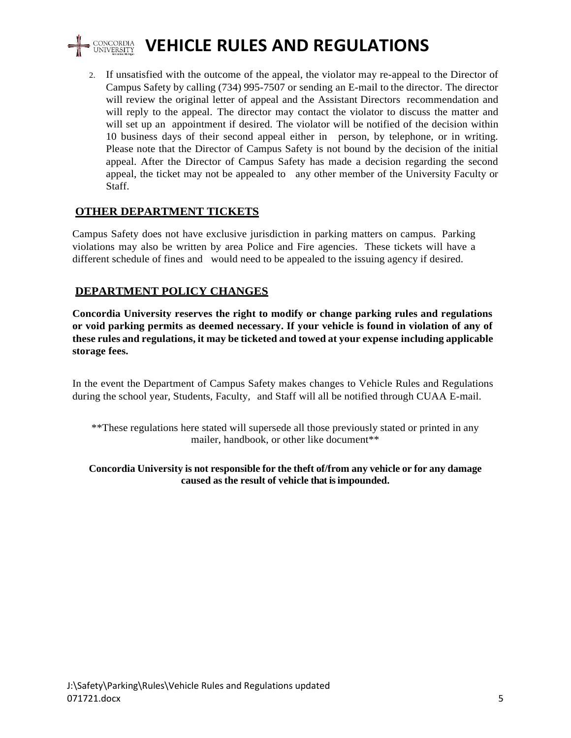2. If unsatisfied with the outcome of the appeal, the violator may re-appeal to the Director of Campus Safety by calling (734) 995-7507 or sending an E-mail to the director. The director will review the original letter of appeal and the Assistant Directors recommendation and will reply to the appeal. The director may contact the violator to discuss the matter and will set up an appointment if desired. The violator will be notified of the decision within 10 business days of their second appeal either in person, by telephone, or in writing. Please note that the Director of Campus Safety is not bound by the decision of the initial appeal. After the Director of Campus Safety has made a decision regarding the second appeal, the ticket may not be appealed to any other member of the University Faculty or Staff.

## OTHER DEPARTMENT TICKETS

Campus Safety does not have exclusive jurisdiction in parking matters on campus. Parking violations may also be written by area Police and Fire agencies. These tickets will have a different schedule of fines and would need to be appealed to the issuing agency if desired.

## DEPARTMENT POLICY CHANGES

**Concordia University reserves the right to modify or change parking rules and regulations or void parking permits as deemed necessary. If your vehicle is found in violation of any of these rules and regulations, it may be ticketed and towed at your expense including applicable storage fees.**

In the event the Department of Campus Safety makes changes to Vehicle Rules and Regulations during the school year, Students, Faculty, and Staff will all be notified through CUAA E-mail.

\*\*These regulations here stated will supersede all those previously stated or printed in any mailer, handbook, or other like document\*\*

**Concordia University is not responsible for the theft of/from any vehicle or for any damage caused as the result of vehicle that is impounded.**